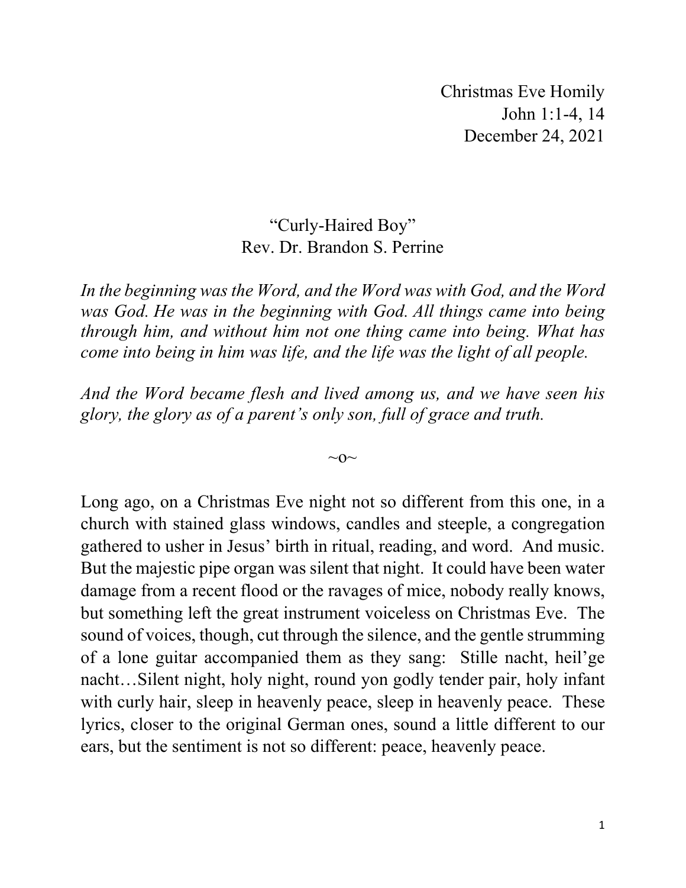Christmas Eve Homily
John 1:1-4, 14
December 24, 2021

# "Curly-Haired Boy"

Rev. Dr. Brandon S. Perrine

*In the beginning was the Word, and the Word was with God, and the Word was God. He was in the beginning with God. All things came into being through him, and without him not one thing came into being. What has come into being in him was life, and the life was the light of all people.*

*And the Word became flesh and lived among us, and we have seen his glory, the glory as of a parent's only son, full of grace and truth.*

~o~

Long ago, on a Christmas Eve night not so different from this one, in a church with stained glass windows, candles and steeple, a congregation gathered to usher in Jesus' birth in ritual, reading, and word. And music. But the majestic pipe organ was silent that night. It could have been water damage from a recent flood or the ravages of mice, nobody really knows, but something left the great instrument voiceless on Christmas Eve. The sound of voices, though, cut through the silence, and the gentle strumming of a lone guitar accompanied them as they sang: Stille nacht, heil'ge nacht…Silent night, holy night, round yon godly tender pair, holy infant with curly hair, sleep in heavenly peace, sleep in heavenly peace. These lyrics, closer to the original German ones, sound a little different to our ears, but the sentiment is not so different: peace, heavenly peace.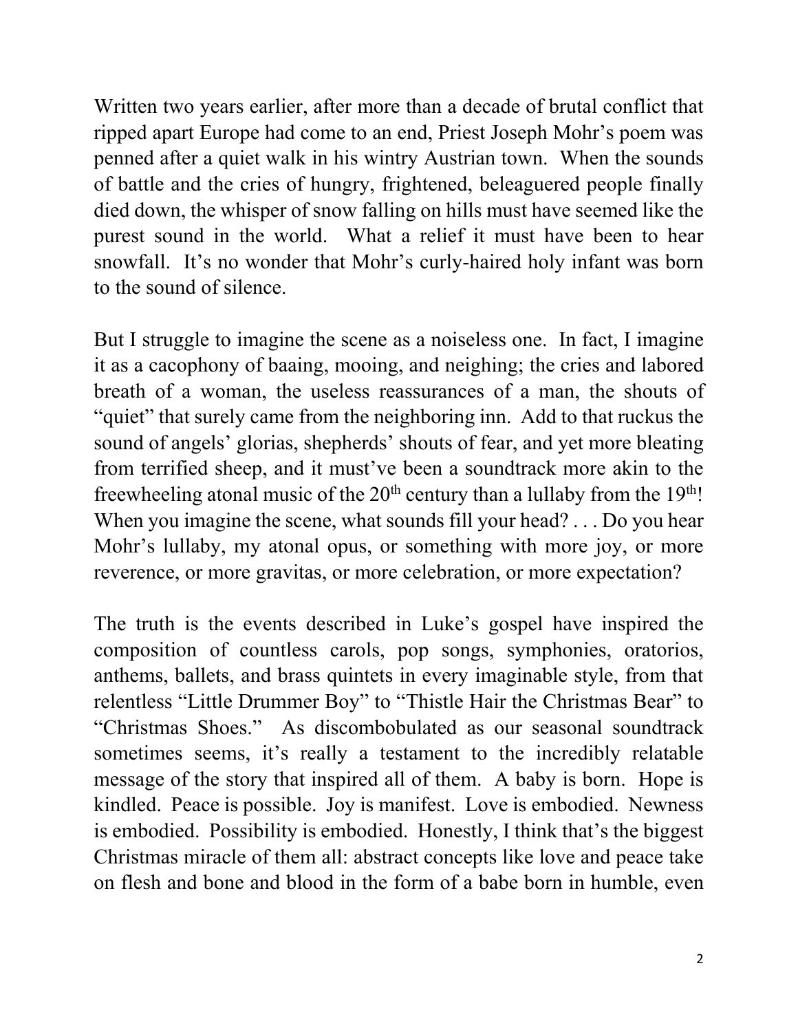Written two years earlier, after more than a decade of brutal conflict that ripped apart Europe had come to an end, Priest Joseph Mohr's poem was penned after a quiet walk in his wintry Austrian town. When the sounds of battle and the cries of hungry, frightened, beleaguered people finally died down, the whisper of snow falling on hills must have seemed like the purest sound in the world. What a relief it must have been to hear snowfall. It's no wonder that Mohr's curly-haired holy infant was born to the sound of silence.

But I struggle to imagine the scene as a noiseless one. In fact, I imagine it as a cacophony of baaing, mooing, and neighing; the cries and labored breath of a woman, the useless reassurances of a man, the shouts of "quiet" that surely came from the neighboring inn. Add to that ruckus the sound of angels' glorias, shepherds' shouts of fear, and yet more bleating from terrified sheep, and it must've been a soundtrack more akin to the freewheeling atonal music of the 20th century than a lullaby from the 19th! When you imagine the scene, what sounds fill your head? . . . Do you hear Mohr's lullaby, my atonal opus, or something with more joy, or more reverence, or more gravitas, or more celebration, or more expectation?

The truth is the events described in Luke's gospel have inspired the composition of countless carols, pop songs, symphonies, oratorios, anthems, ballets, and brass quintets in every imaginable style, from that relentless "Little Drummer Boy" to "Thistle Hair the Christmas Bear" to "Christmas Shoes." As discombobulated as our seasonal soundtrack sometimes seems, it's really a testament to the incredibly relatable message of the story that inspired all of them. A baby is born. Hope is kindled. Peace is possible. Joy is manifest. Love is embodied. Newness is embodied. Possibility is embodied. Honestly, I think that's the biggest Christmas miracle of them all: abstract concepts like love and peace take on flesh and bone and blood in the form of a babe born in humble, even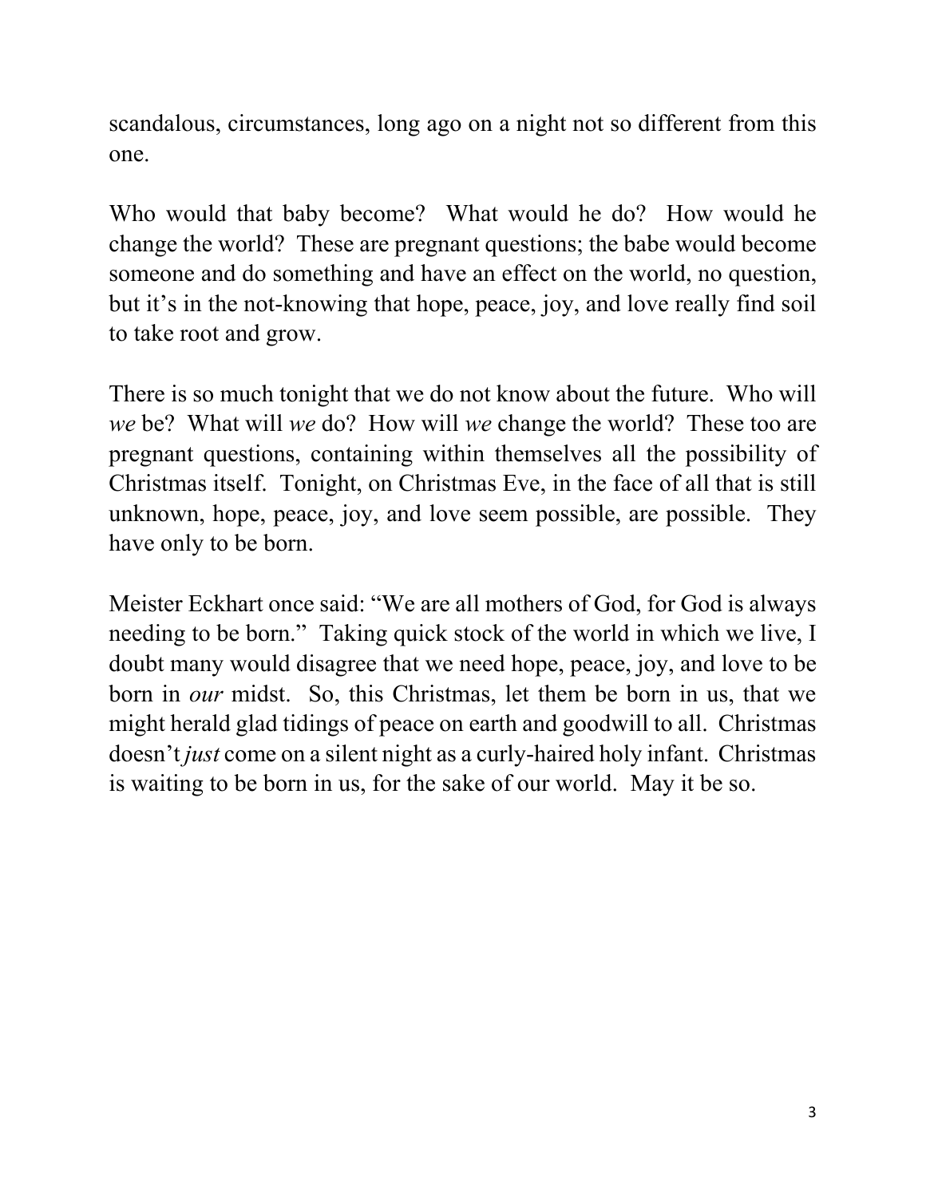scandalous, circumstances, long ago on a night not so different from this one.

Who would that baby become? What would he do? How would he change the world? These are pregnant questions; the babe would become someone and do something and have an effect on the world, no question, but it's in the not-knowing that hope, peace, joy, and love really find soil to take root and grow.

There is so much tonight that we do not know about the future. Who will *we* be? What will *we* do? How will *we* change the world? These too are pregnant questions, containing within themselves all the possibility of Christmas itself. Tonight, on Christmas Eve, in the face of all that is still unknown, hope, peace, joy, and love seem possible, are possible. They have only to be born.

Meister Eckhart once said: "We are all mothers of God, for God is always needing to be born." Taking quick stock of the world in which we live, I doubt many would disagree that we need hope, peace, joy, and love to be born in *our* midst. So, this Christmas, let them be born in us, that we might herald glad tidings of peace on earth and goodwill to all. Christmas doesn't *just* come on a silent night as a curly-haired holy infant. Christmas is waiting to be born in us, for the sake of our world. May it be so.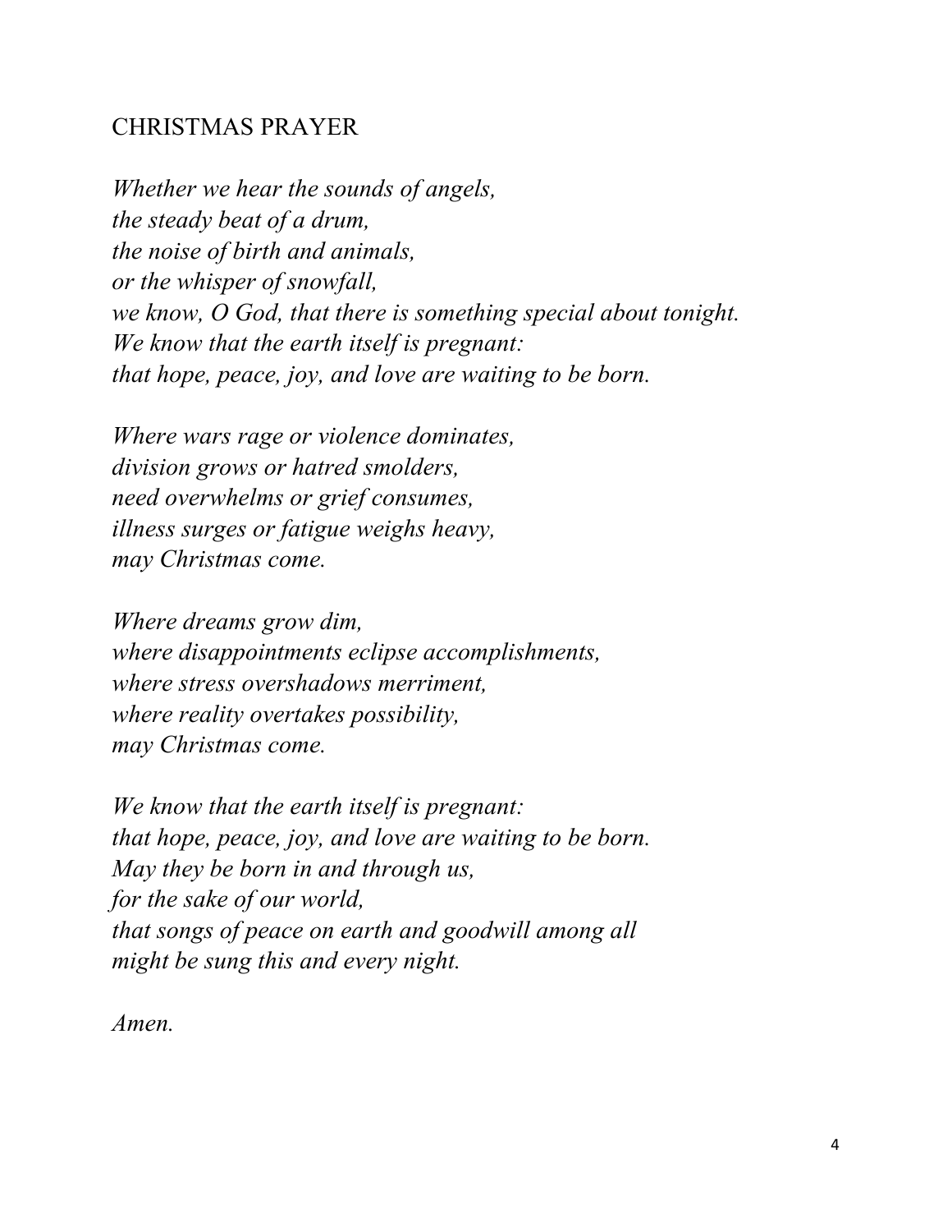# CHRISTMAS PRAYER

*Whether we hear the sounds of angels,*
*the steady beat of a drum,*
*the noise of birth and animals,*
*or the whisper of snowfall,*
*we know, O God, that there is something special about tonight.*
*We know that the earth itself is pregnant:*
*that hope, peace, joy, and love are waiting to be born.*

*Where wars rage or violence dominates,*
*division grows or hatred smolders,*
*need overwhelms or grief consumes,*
*illness surges or fatigue weighs heavy,*
*may Christmas come.*

*Where dreams grow dim,*
*where disappointments eclipse accomplishments,*
*where stress overshadows merriment,*
*where reality overtakes possibility,*
*may Christmas come.*

*We know that the earth itself is pregnant:*
*that hope, peace, joy, and love are waiting to be born.*
*May they be born in and through us,*
*for the sake of our world,*
*that songs of peace on earth and goodwill among all*
*might be sung this and every night.*

*Amen.*